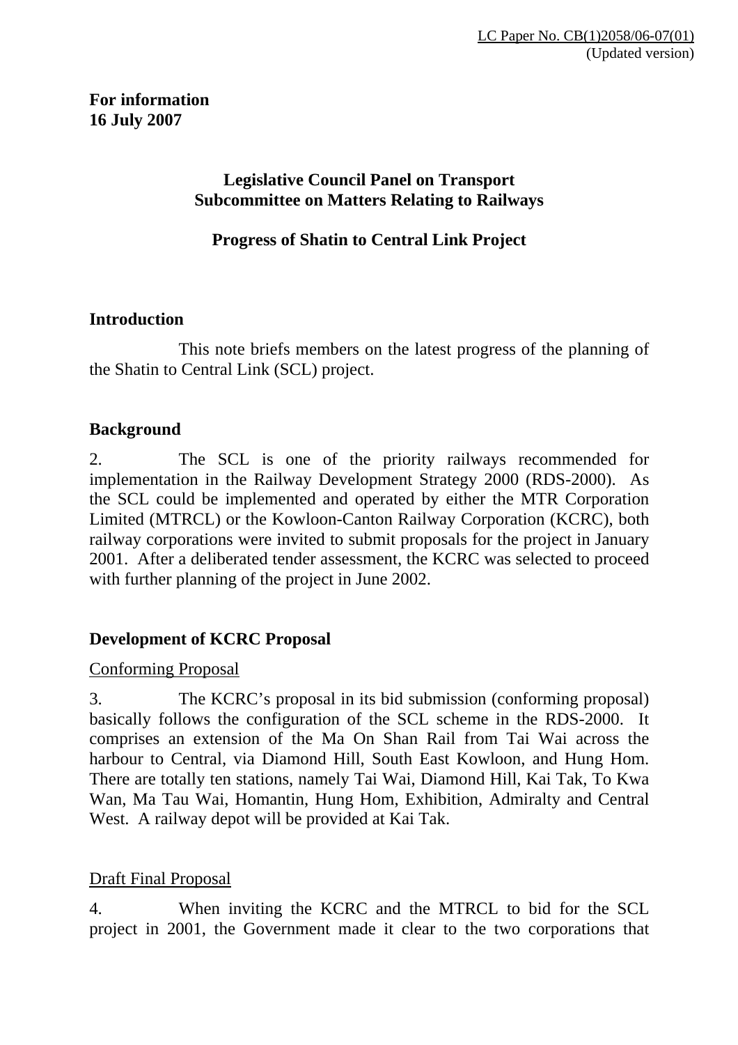LC Paper No. CB(1)2058/06-07(01)
(Updated version)

**For information**
**16 July 2007**

**Legislative Council Panel on Transport**
**Subcommittee on Matters Relating to Railways**

**Progress of Shatin to Central Link Project**

## Introduction

This note briefs members on the latest progress of the planning of the Shatin to Central Link (SCL) project.

## Background

2. The SCL is one of the priority railways recommended for implementation in the Railway Development Strategy 2000 (RDS-2000). As the SCL could be implemented and operated by either the MTR Corporation Limited (MTRCL) or the Kowloon-Canton Railway Corporation (KCRC), both railway corporations were invited to submit proposals for the project in January 2001. After a deliberated tender assessment, the KCRC was selected to proceed with further planning of the project in June 2002.

## Development of KCRC Proposal

### Conforming Proposal

3. The KCRC's proposal in its bid submission (conforming proposal) basically follows the configuration of the SCL scheme in the RDS-2000. It comprises an extension of the Ma On Shan Rail from Tai Wai across the harbour to Central, via Diamond Hill, South East Kowloon, and Hung Hom. There are totally ten stations, namely Tai Wai, Diamond Hill, Kai Tak, To Kwa Wan, Ma Tau Wai, Homantin, Hung Hom, Exhibition, Admiralty and Central West. A railway depot will be provided at Kai Tak.

### Draft Final Proposal

4. When inviting the KCRC and the MTRCL to bid for the SCL project in 2001, the Government made it clear to the two corporations that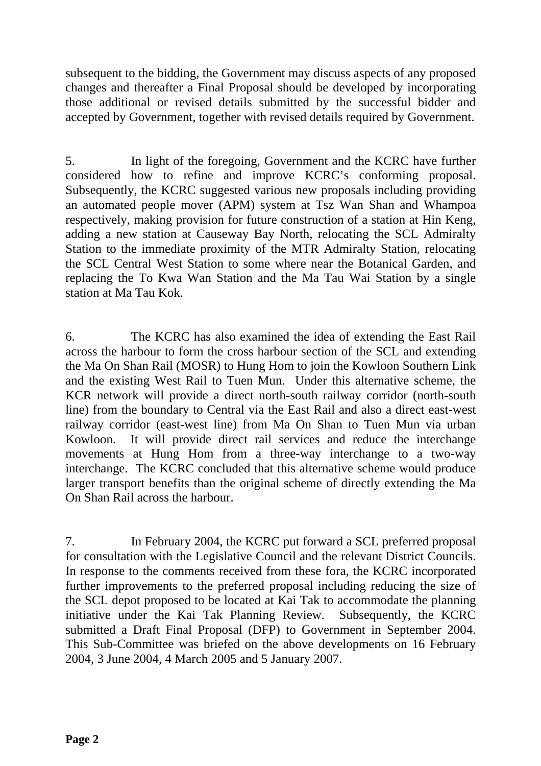subsequent to the bidding, the Government may discuss aspects of any proposed changes and thereafter a Final Proposal should be developed by incorporating those additional or revised details submitted by the successful bidder and accepted by Government, together with revised details required by Government.

5. In light of the foregoing, Government and the KCRC have further considered how to refine and improve KCRC's conforming proposal. Subsequently, the KCRC suggested various new proposals including providing an automated people mover (APM) system at Tsz Wan Shan and Whampoa respectively, making provision for future construction of a station at Hin Keng, adding a new station at Causeway Bay North, relocating the SCL Admiralty Station to the immediate proximity of the MTR Admiralty Station, relocating the SCL Central West Station to some where near the Botanical Garden, and replacing the To Kwa Wan Station and the Ma Tau Wai Station by a single station at Ma Tau Kok.

6. The KCRC has also examined the idea of extending the East Rail across the harbour to form the cross harbour section of the SCL and extending the Ma On Shan Rail (MOSR) to Hung Hom to join the Kowloon Southern Link and the existing West Rail to Tuen Mun. Under this alternative scheme, the KCR network will provide a direct north-south railway corridor (north-south line) from the boundary to Central via the East Rail and also a direct east-west railway corridor (east-west line) from Ma On Shan to Tuen Mun via urban Kowloon. It will provide direct rail services and reduce the interchange movements at Hung Hom from a three-way interchange to a two-way interchange. The KCRC concluded that this alternative scheme would produce larger transport benefits than the original scheme of directly extending the Ma On Shan Rail across the harbour.

7. In February 2004, the KCRC put forward a SCL preferred proposal for consultation with the Legislative Council and the relevant District Councils. In response to the comments received from these fora, the KCRC incorporated further improvements to the preferred proposal including reducing the size of the SCL depot proposed to be located at Kai Tak to accommodate the planning initiative under the Kai Tak Planning Review. Subsequently, the KCRC submitted a Draft Final Proposal (DFP) to Government in September 2004. This Sub-Committee was briefed on the above developments on 16 February 2004, 3 June 2004, 4 March 2005 and 5 January 2007.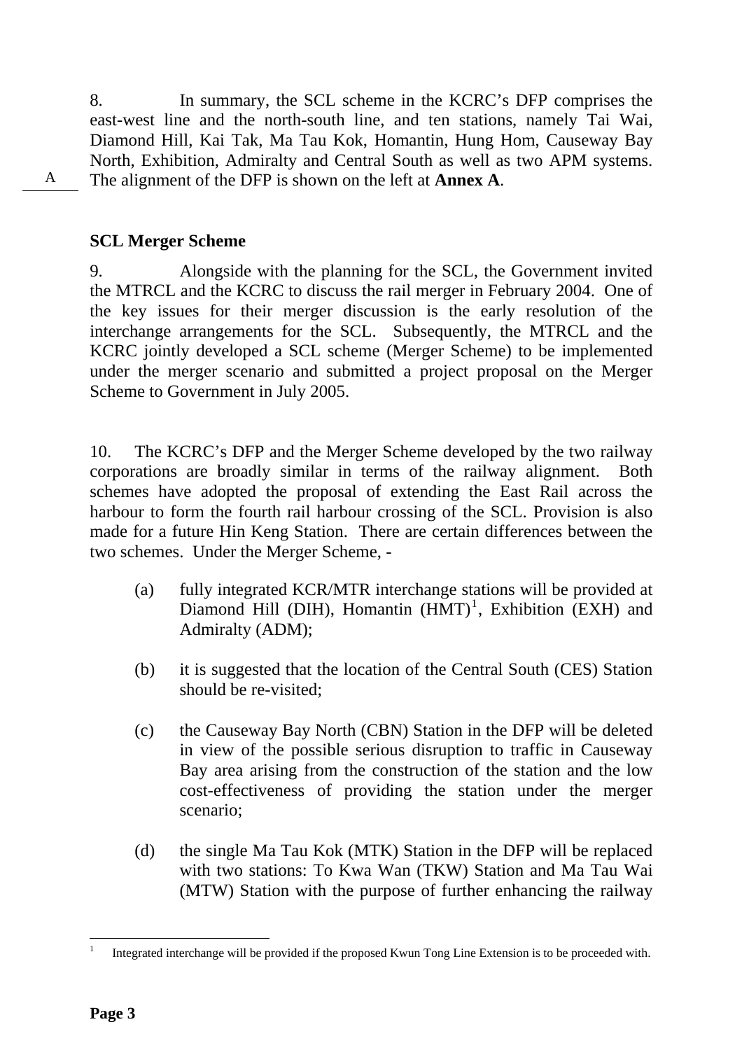8. In summary, the SCL scheme in the KCRC's DFP comprises the east-west line and the north-south line, and ten stations, namely Tai Wai, Diamond Hill, Kai Tak, Ma Tau Kok, Homantin, Hung Hom, Causeway Bay North, Exhibition, Admiralty and Central South as well as two APM systems. The alignment of the DFP is shown on the left at **Annex A**.

A

**SCL Merger Scheme**

9. Alongside with the planning for the SCL, the Government invited the MTRCL and the KCRC to discuss the rail merger in February 2004. One of the key issues for their merger discussion is the early resolution of the interchange arrangements for the SCL. Subsequently, the MTRCL and the KCRC jointly developed a SCL scheme (Merger Scheme) to be implemented under the merger scenario and submitted a project proposal on the Merger Scheme to Government in July 2005.

10. The KCRC's DFP and the Merger Scheme developed by the two railway corporations are broadly similar in terms of the railway alignment. Both schemes have adopted the proposal of extending the East Rail across the harbour to form the fourth rail harbour crossing of the SCL. Provision is also made for a future Hin Keng Station. There are certain differences between the two schemes. Under the Merger Scheme, -

(a) fully integrated KCR/MTR interchange stations will be provided at Diamond Hill (DIH), Homantin (HMT)[1], Exhibition (EXH) and Admiralty (ADM);

(b) it is suggested that the location of the Central South (CES) Station should be re-visited;

(c) the Causeway Bay North (CBN) Station in the DFP will be deleted in view of the possible serious disruption to traffic in Causeway Bay area arising from the construction of the station and the low cost-effectiveness of providing the station under the merger scenario;

(d) the single Ma Tau Kok (MTK) Station in the DFP will be replaced with two stations: To Kwa Wan (TKW) Station and Ma Tau Wai (MTW) Station with the purpose of further enhancing the railway

[1] Integrated interchange will be provided if the proposed Kwun Tong Line Extension is to be proceeded with.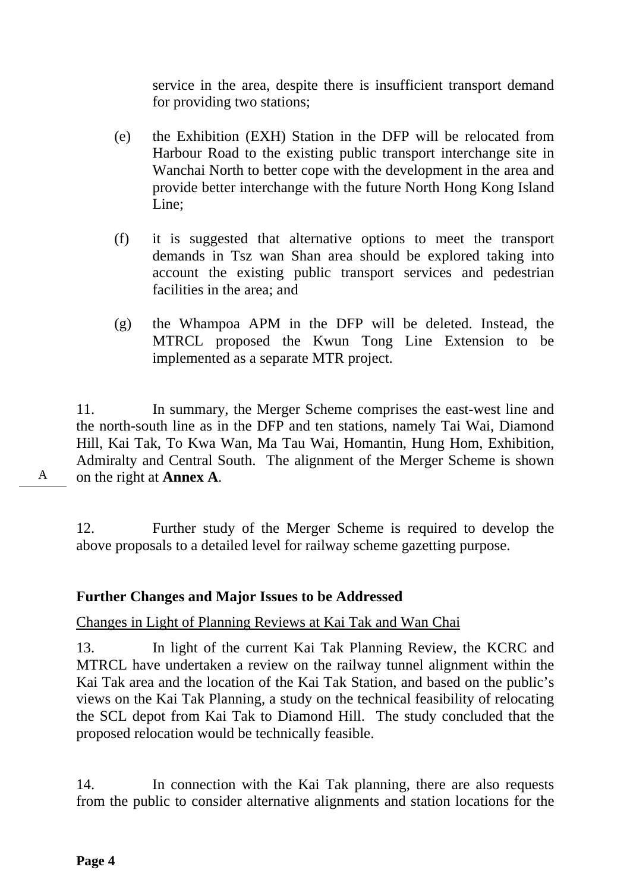service in the area, despite there is insufficient transport demand for providing two stations;

(e) the Exhibition (EXH) Station in the DFP will be relocated from Harbour Road to the existing public transport interchange site in Wanchai North to better cope with the development in the area and provide better interchange with the future North Hong Kong Island Line;

(f) it is suggested that alternative options to meet the transport demands in Tsz wan Shan area should be explored taking into account the existing public transport services and pedestrian facilities in the area; and

(g) the Whampoa APM in the DFP will be deleted. Instead, the MTRCL proposed the Kwun Tong Line Extension to be implemented as a separate MTR project.

11. In summary, the Merger Scheme comprises the east-west line and the north-south line as in the DFP and ten stations, namely Tai Wai, Diamond Hill, Kai Tak, To Kwa Wan, Ma Tau Wai, Homantin, Hung Hom, Exhibition, Admiralty and Central South. The alignment of the Merger Scheme is shown on the right at **Annex A**.

A

12. Further study of the Merger Scheme is required to develop the above proposals to a detailed level for railway scheme gazetting purpose.

**Further Changes and Major Issues to be Addressed**

Changes in Light of Planning Reviews at Kai Tak and Wan Chai

13. In light of the current Kai Tak Planning Review, the KCRC and MTRCL have undertaken a review on the railway tunnel alignment within the Kai Tak area and the location of the Kai Tak Station, and based on the public's views on the Kai Tak Planning, a study on the technical feasibility of relocating the SCL depot from Kai Tak to Diamond Hill. The study concluded that the proposed relocation would be technically feasible.

14. In connection with the Kai Tak planning, there are also requests from the public to consider alternative alignments and station locations for the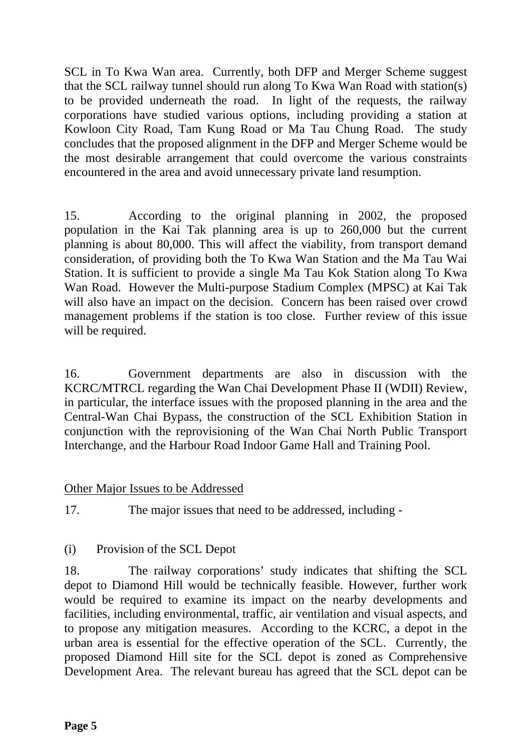SCL in To Kwa Wan area. Currently, both DFP and Merger Scheme suggest that the SCL railway tunnel should run along To Kwa Wan Road with station(s) to be provided underneath the road. In light of the requests, the railway corporations have studied various options, including providing a station at Kowloon City Road, Tam Kung Road or Ma Tau Chung Road. The study concludes that the proposed alignment in the DFP and Merger Scheme would be the most desirable arrangement that could overcome the various constraints encountered in the area and avoid unnecessary private land resumption.

15. According to the original planning in 2002, the proposed population in the Kai Tak planning area is up to 260,000 but the current planning is about 80,000. This will affect the viability, from transport demand consideration, of providing both the To Kwa Wan Station and the Ma Tau Wai Station. It is sufficient to provide a single Ma Tau Kok Station along To Kwa Wan Road. However the Multi-purpose Stadium Complex (MPSC) at Kai Tak will also have an impact on the decision. Concern has been raised over crowd management problems if the station is too close. Further review of this issue will be required.

16. Government departments are also in discussion with the KCRC/MTRCL regarding the Wan Chai Development Phase II (WDII) Review, in particular, the interface issues with the proposed planning in the area and the Central-Wan Chai Bypass, the construction of the SCL Exhibition Station in conjunction with the reprovisioning of the Wan Chai North Public Transport Interchange, and the Harbour Road Indoor Game Hall and Training Pool.

<u>Other Major Issues to be Addressed</u>

17. The major issues that need to be addressed, including -

(i) Provision of the SCL Depot

18. The railway corporations' study indicates that shifting the SCL depot to Diamond Hill would be technically feasible. However, further work would be required to examine its impact on the nearby developments and facilities, including environmental, traffic, air ventilation and visual aspects, and to propose any mitigation measures. According to the KCRC, a depot in the urban area is essential for the effective operation of the SCL. Currently, the proposed Diamond Hill site for the SCL depot is zoned as Comprehensive Development Area. The relevant bureau has agreed that the SCL depot can be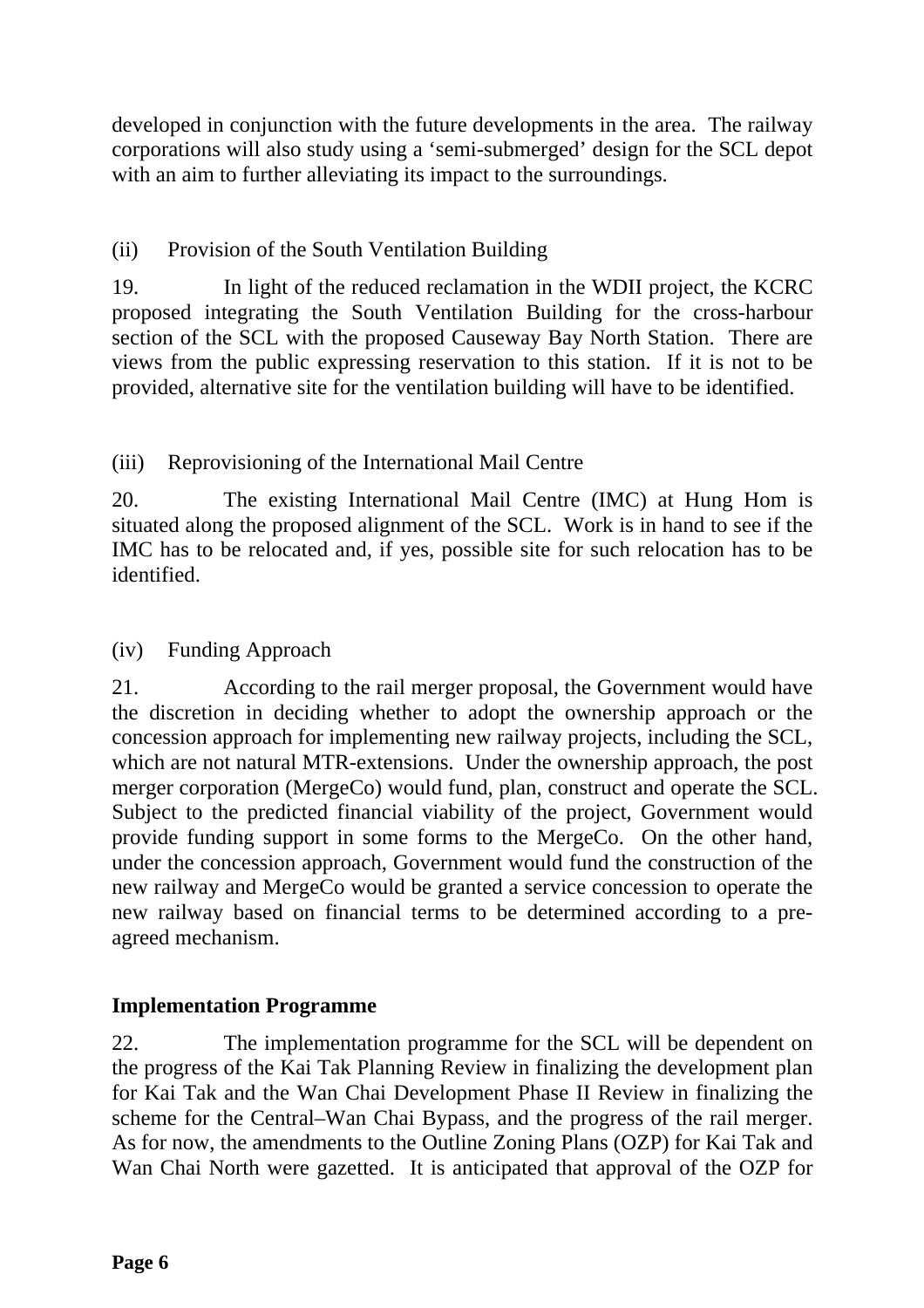developed in conjunction with the future developments in the area. The railway corporations will also study using a 'semi-submerged' design for the SCL depot with an aim to further alleviating its impact to the surroundings.

(ii) Provision of the South Ventilation Building

19. In light of the reduced reclamation in the WDII project, the KCRC proposed integrating the South Ventilation Building for the cross-harbour section of the SCL with the proposed Causeway Bay North Station. There are views from the public expressing reservation to this station. If it is not to be provided, alternative site for the ventilation building will have to be identified.

(iii) Reprovisioning of the International Mail Centre

20. The existing International Mail Centre (IMC) at Hung Hom is situated along the proposed alignment of the SCL. Work is in hand to see if the IMC has to be relocated and, if yes, possible site for such relocation has to be identified.

(iv) Funding Approach

21. According to the rail merger proposal, the Government would have the discretion in deciding whether to adopt the ownership approach or the concession approach for implementing new railway projects, including the SCL, which are not natural MTR-extensions. Under the ownership approach, the post merger corporation (MergeCo) would fund, plan, construct and operate the SCL. Subject to the predicted financial viability of the project, Government would provide funding support in some forms to the MergeCo. On the other hand, under the concession approach, Government would fund the construction of the new railway and MergeCo would be granted a service concession to operate the new railway based on financial terms to be determined according to a pre-agreed mechanism.

**Implementation Programme**

22. The implementation programme for the SCL will be dependent on the progress of the Kai Tak Planning Review in finalizing the development plan for Kai Tak and the Wan Chai Development Phase II Review in finalizing the scheme for the Central–Wan Chai Bypass, and the progress of the rail merger. As for now, the amendments to the Outline Zoning Plans (OZP) for Kai Tak and Wan Chai North were gazetted. It is anticipated that approval of the OZP for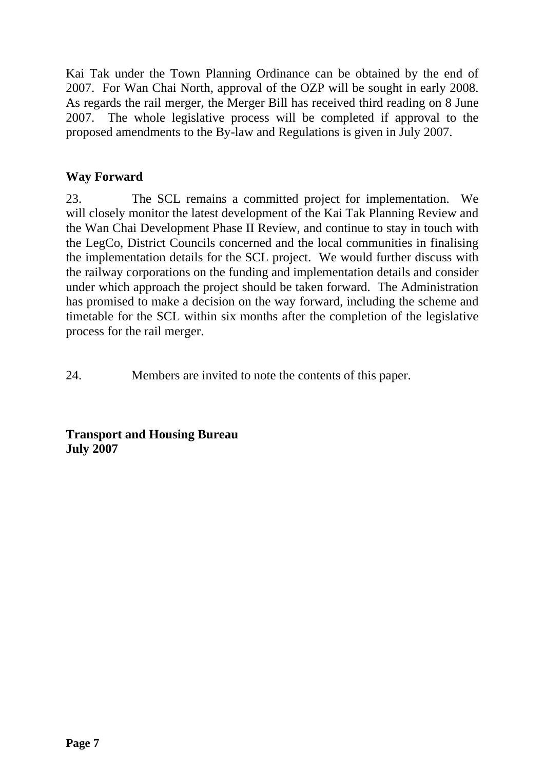Kai Tak under the Town Planning Ordinance can be obtained by the end of 2007. For Wan Chai North, approval of the OZP will be sought in early 2008. As regards the rail merger, the Merger Bill has received third reading on 8 June 2007. The whole legislative process will be completed if approval to the proposed amendments to the By-law and Regulations is given in July 2007.

## Way Forward

23. The SCL remains a committed project for implementation. We will closely monitor the latest development of the Kai Tak Planning Review and the Wan Chai Development Phase II Review, and continue to stay in touch with the LegCo, District Councils concerned and the local communities in finalising the implementation details for the SCL project. We would further discuss with the railway corporations on the funding and implementation details and consider under which approach the project should be taken forward. The Administration has promised to make a decision on the way forward, including the scheme and timetable for the SCL within six months after the completion of the legislative process for the rail merger.

24. Members are invited to note the contents of this paper.

**Transport and Housing Bureau**
**July 2007**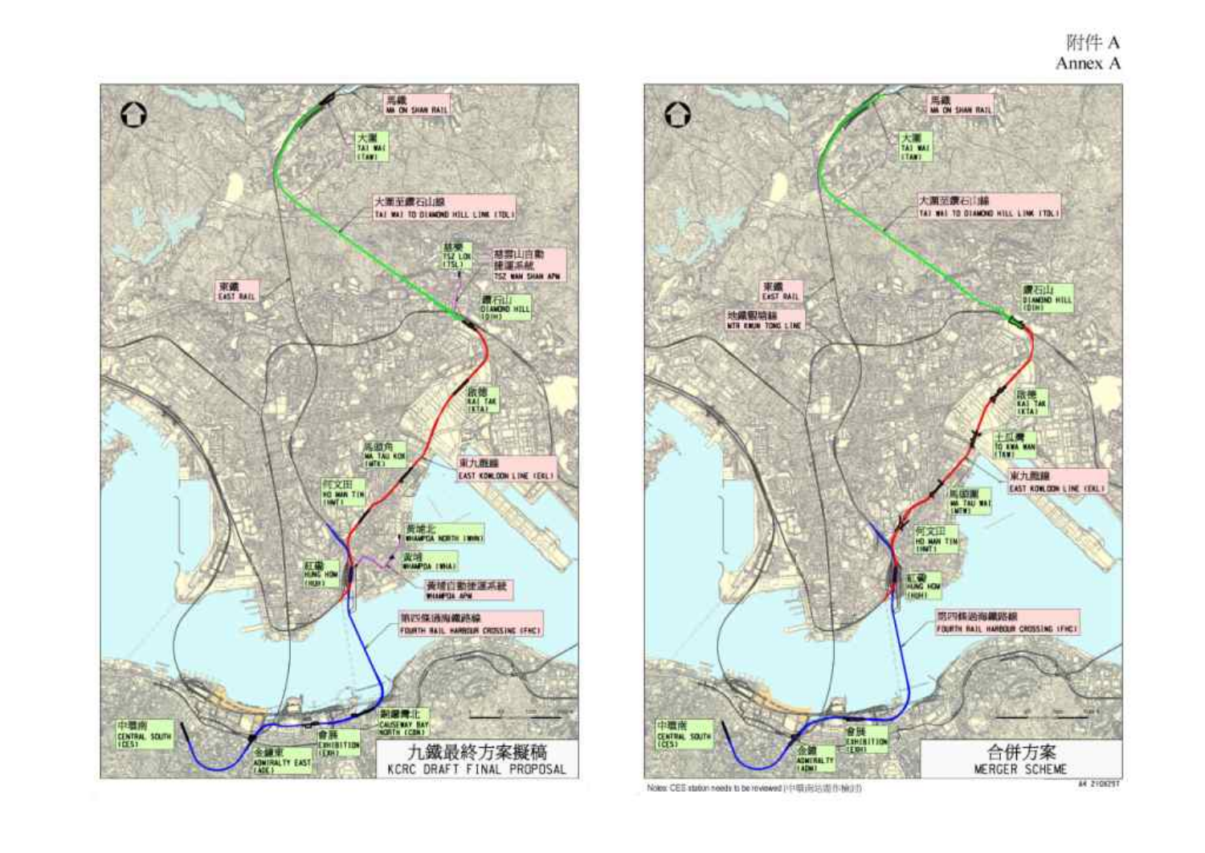附件 A
Annex A

馬鐵
MA ON SHAN RAIL

大圍
TAI WAI
(TAW)

大圍至鑽石山綫
TAI WAI TO DIAMOND HILL LINK (TDL)

慈樂
TSZ LOK
(TSL)

慈雲山自動捷運系統
TSZ WAN SHAN APM

鑽石山
DIAMOND HILL
(DIH)

東鐵
EAST RAIL

啟德
KAI TAK
(KTA)

馬頭角
MA TAU KOK
(MTK)

東九龍綫
EAST KOWLOON LINE (EKL)

何文田
HO MAN TIN
(HMT)

黃埔北
WHAMPOA NORTH (WHN)

黃埔
WHAMPOA (WHA)

紅磡
HUNG HOM
(HUH)

黃埔自動捷運系統
WHAMPOA APM

第四條過海鐵路綫
FOURTH RAIL HARBOUR CROSSING (FHC)

銅鑼灣北
CAUSEWAY BAY NORTH (CBN)

中環南
CENTRAL SOUTH
(CES)

金鐘東
ADMIRALTY EAST
(ADE)

會展
EXHIBITION
(EXH)

九鐵最終方案擬稿
KCRC DRAFT FINAL PROPOSAL

馬鐵
MA ON SHAN RAIL

大圍
TAI WAI
(TAW)

大圍至鑽石山綫
TAI WAI TO DIAMOND HILL LINK (TDL)

東鐵
EAST RAIL

地鐵觀塘綫
MTR KWUN TONG LINE

鑽石山
DIAMOND HILL
(DIH)

啟德
KAI TAK
(KTA)

土瓜灣
TO KWA WAN
(TKW)

東九龍綫
EAST KOWLOON LINE (EKL)

馬頭圍
MA TAU WAI
(MTW)

何文田
HO MAN TIN
(HMT)

紅磡
HUNG HOM
(HUH)

第四條過海鐵路綫
FOURTH RAIL HARBOUR CROSSING (FHC)

中環南
CENTRAL SOUTH
(CES)

金鐘
ADMIRALTY
(ADM)

會展
EXHIBITION
(EXH)

合併方案
MERGER SCHEME

Notes: CES station needs to be reviewed (中環南站需作檢討)

A4 210X297